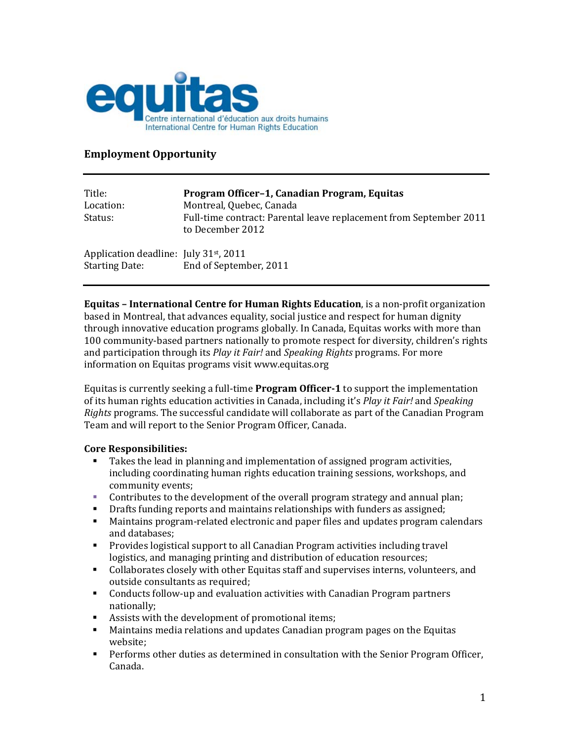equitas

Centre international d'éducation aux droits humains
International Centre for Human Rights Education

## Employment Opportunity

| | |
|---|---|
| Title: | **Program Officer–1, Canadian Program, Equitas** |
| Location: | Montreal, Quebec, Canada |
| Status: | Full-time contract: Parental leave replacement from September 2011 to December 2012 |
| Application deadline: | July 31st, 2011 |
| Starting Date: | End of September, 2011 |

**Equitas – International Centre for Human Rights Education**, is a non-profit organization based in Montreal, that advances equality, social justice and respect for human dignity through innovative education programs globally. In Canada, Equitas works with more than 100 community-based partners nationally to promote respect for diversity, children's rights and participation through its *Play it Fair!* and *Speaking Rights* programs. For more information on Equitas programs visit www.equitas.org

Equitas is currently seeking a full-time **Program Officer-1** to support the implementation of its human rights education activities in Canada, including it's *Play it Fair!* and *Speaking Rights* programs. The successful candidate will collaborate as part of the Canadian Program Team and will report to the Senior Program Officer, Canada.

**Core Responsibilities:**

- Takes the lead in planning and implementation of assigned program activities, including coordinating human rights education training sessions, workshops, and community events;
- Contributes to the development of the overall program strategy and annual plan;
- Drafts funding reports and maintains relationships with funders as assigned;
- Maintains program-related electronic and paper files and updates program calendars and databases;
- Provides logistical support to all Canadian Program activities including travel logistics, and managing printing and distribution of education resources;
- Collaborates closely with other Equitas staff and supervises interns, volunteers, and outside consultants as required;
- Conducts follow-up and evaluation activities with Canadian Program partners nationally;
- Assists with the development of promotional items;
- Maintains media relations and updates Canadian program pages on the Equitas website;
- Performs other duties as determined in consultation with the Senior Program Officer, Canada.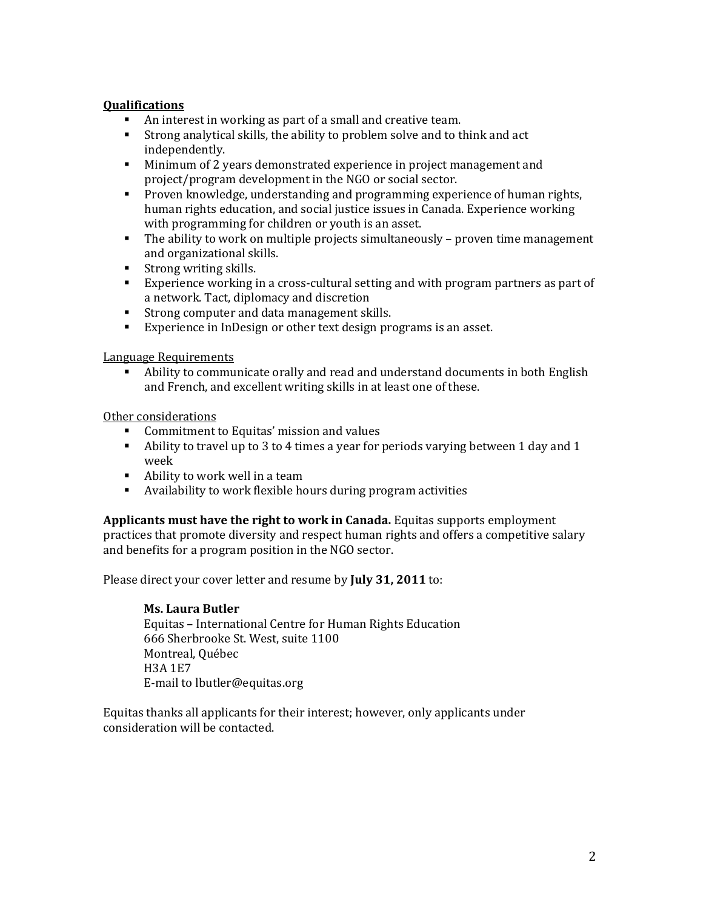**Qualifications**

- An interest in working as part of a small and creative team.
- Strong analytical skills, the ability to problem solve and to think and act independently.
- Minimum of 2 years demonstrated experience in project management and project/program development in the NGO or social sector.
- Proven knowledge, understanding and programming experience of human rights, human rights education, and social justice issues in Canada. Experience working with programming for children or youth is an asset.
- The ability to work on multiple projects simultaneously – proven time management and organizational skills.
- Strong writing skills.
- Experience working in a cross-cultural setting and with program partners as part of a network. Tact, diplomacy and discretion
- Strong computer and data management skills.
- Experience in InDesign or other text design programs is an asset.

Language Requirements

- Ability to communicate orally and read and understand documents in both English and French, and excellent writing skills in at least one of these.

Other considerations

- Commitment to Equitas' mission and values
- Ability to travel up to 3 to 4 times a year for periods varying between 1 day and 1 week
- Ability to work well in a team
- Availability to work flexible hours during program activities

**Applicants must have the right to work in Canada.** Equitas supports employment practices that promote diversity and respect human rights and offers a competitive salary and benefits for a program position in the NGO sector.

Please direct your cover letter and resume by **July 31, 2011** to:

**Ms. Laura Butler**
Equitas – International Centre for Human Rights Education
666 Sherbrooke St. West, suite 1100
Montreal, Québec
H3A 1E7
E-mail to lbutler@equitas.org

Equitas thanks all applicants for their interest; however, only applicants under consideration will be contacted.